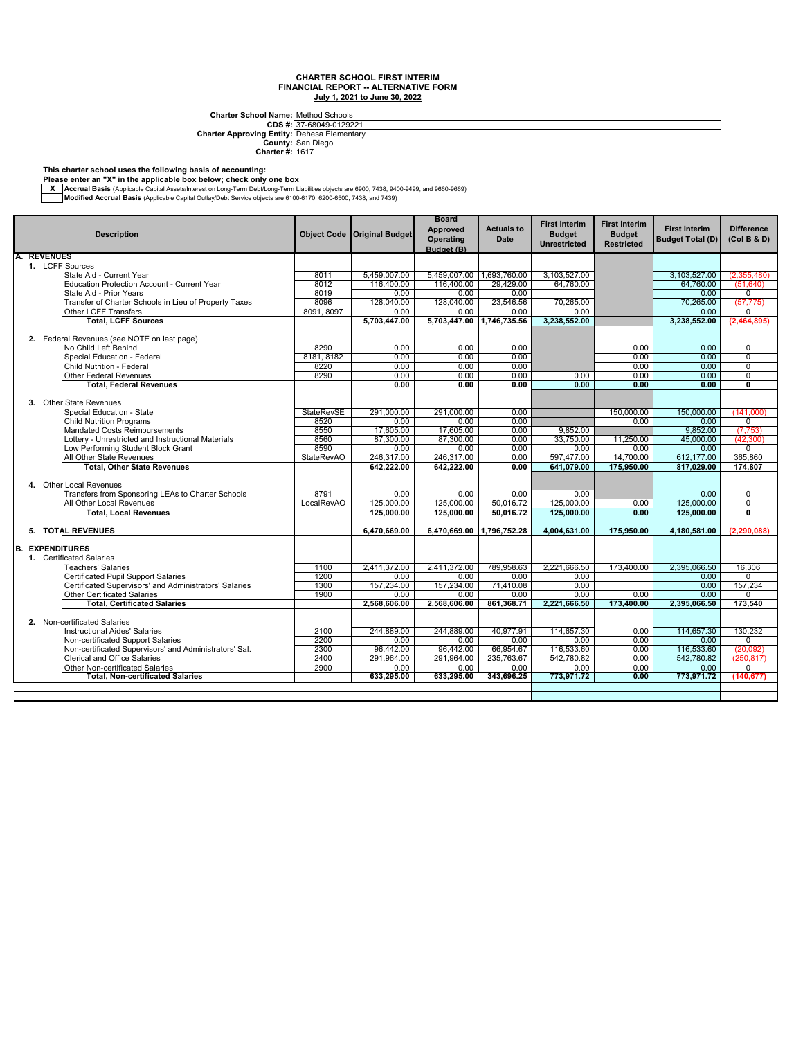# CHARTER SCHOOL FIRST INTERIM FINANCIAL REPORT -- ALTERNATIVE FORM

**July 1, 2021 to June 30, 2022**

**Charter School Name:** Method Schools
**CDS #:** 37-68049-0129221
**Charter Approving Entity:** Dehesa Elementary
**County:** San Diego
**Charter #:** 1617

**This charter school uses the following basis of accounting:**
**Please enter an "X" in the applicable box below; check only one box**

| | |
|---|---|
| X | **Accrual Basis** (Applicable Capital Assets/Interest on Long-Term Debt/Long-Term Liabilities objects are 6900, 7438, 9400-9499, and 9660-9669) |
| | **Modified Accrual Basis** (Applicable Capital Outlay/Debt Service objects are 6100-6170, 6200-6500, 7438, and 7439) |

| Description | Object Code | Original Budget | Board Approved Operating Budget (B) | Actuals to Date | First Interim Budget Unrestricted | First Interim Budget Restricted | First Interim Budget Total (D) | Difference (Col B & D) |
|---|---|---|---|---|---|---|---|---|
| **A. REVENUES** | | | | | | | | |
| 1. LCFF Sources | | | | | | | | |
| State Aid - Current Year | 8011 | 5,459,007.00 | 5,459,007.00 | 1,693,760.00 | 3,103,527.00 | | 3,103,527.00 | (2,355,480) |
| Education Protection Account - Current Year | 8012 | 116,400.00 | 116,400.00 | 29,429.00 | 64,760.00 | | 64,760.00 | (51,640) |
| State Aid - Prior Years | 8019 | 0.00 | 0.00 | 0.00 | | | 0.00 | 0 |
| Transfer of Charter Schools in Lieu of Property Taxes | 8096 | 128,040.00 | 128,040.00 | 23,546.56 | 70,265.00 | | 70,265.00 | (57,775) |
| Other LCFF Transfers | 8091, 8097 | 0.00 | 0.00 | 0.00 | 0.00 | | 0.00 | 0 |
| **Total, LCFF Sources** | | **5,703,447.00** | **5,703,447.00** | **1,746,735.56** | **3,238,552.00** | | **3,238,552.00** | **(2,464,895)** |
| 2. Federal Revenues (see NOTE on last page) | | | | | | | | |
| No Child Left Behind | 8290 | 0.00 | 0.00 | 0.00 | | 0.00 | 0.00 | 0 |
| Special Education - Federal | 8181, 8182 | 0.00 | 0.00 | 0.00 | | 0.00 | 0.00 | 0 |
| Child Nutrition - Federal | 8220 | 0.00 | 0.00 | 0.00 | | 0.00 | 0.00 | 0 |
| Other Federal Revenues | 8290 | 0.00 | 0.00 | 0.00 | 0.00 | 0.00 | 0.00 | 0 |
| **Total, Federal Revenues** | | **0.00** | **0.00** | **0.00** | **0.00** | **0.00** | **0.00** | **0** |
| 3. Other State Revenues | | | | | | | | |
| Special Education - State | StateRevSE | 291,000.00 | 291,000.00 | 0.00 | | 150,000.00 | 150,000.00 | (141,000) |
| Child Nutrition Programs | 8520 | 0.00 | 0.00 | 0.00 | | 0.00 | 0.00 | 0 |
| Mandated Costs Reimbursements | 8550 | 17,605.00 | 17,605.00 | 0.00 | 9,852.00 | | 9,852.00 | (7,753) |
| Lottery - Unrestricted and Instructional Materials | 8560 | 87,300.00 | 87,300.00 | 0.00 | 33,750.00 | 11,250.00 | 45,000.00 | (42,300) |
| Low Performing Student Block Grant | 8590 | 0.00 | 0.00 | 0.00 | 0.00 | 0.00 | 0.00 | 0 |
| All Other State Revenues | StateRevAO | 246,317.00 | 246,317.00 | 0.00 | 597,477.00 | 14,700.00 | 612,177.00 | 365,860 |
| **Total, Other State Revenues** | | **642,222.00** | **642,222.00** | **0.00** | **641,079.00** | **175,950.00** | **817,029.00** | **174,807** |
| 4. Other Local Revenues | | | | | | | | |
| Transfers from Sponsoring LEAs to Charter Schools | 8791 | 0.00 | 0.00 | 0.00 | 0.00 | | 0.00 | 0 |
| All Other Local Revenues | LocalRevAO | 125,000.00 | 125,000.00 | 50,016.72 | 125,000.00 | 0.00 | 125,000.00 | 0 |
| **Total, Local Revenues** | | **125,000.00** | **125,000.00** | **50,016.72** | **125,000.00** | **0.00** | **125,000.00** | **0** |
| **5. TOTAL REVENUES** | | **6,470,669.00** | **6,470,669.00** | **1,796,752.28** | **4,004,631.00** | **175,950.00** | **4,180,581.00** | **(2,290,088)** |
| **B. EXPENDITURES** | | | | | | | | |
| 1. Certificated Salaries | | | | | | | | |
| Teachers' Salaries | 1100 | 2,411,372.00 | 2,411,372.00 | 789,958.63 | 2,221,666.50 | 173,400.00 | 2,395,066.50 | 16,306 |
| Certificated Pupil Support Salaries | 1200 | 0.00 | 0.00 | 0.00 | 0.00 | | 0.00 | 0 |
| Certificated Supervisors' and Administrators' Salaries | 1300 | 157,234.00 | 157,234.00 | 71,410.08 | 0.00 | | 0.00 | 157,234 |
| Other Certificated Salaries | 1900 | 0.00 | 0.00 | 0.00 | 0.00 | 0.00 | 0.00 | 0 |
| **Total, Certificated Salaries** | | **2,568,606.00** | **2,568,606.00** | **861,368.71** | **2,221,666.50** | **173,400.00** | **2,395,066.50** | **173,540** |
| 2. Non-certificated Salaries | | | | | | | | |
| Instructional Aides' Salaries | 2100 | 244,889.00 | 244,889.00 | 40,977.91 | 114,657.30 | 0.00 | 114,657.30 | 130,232 |
| Non-certificated Support Salaries | 2200 | 0.00 | 0.00 | 0.00 | 0.00 | 0.00 | 0.00 | 0 |
| Non-certificated Supervisors' and Administrators' Sal. | 2300 | 96,442.00 | 96,442.00 | 66,954.67 | 116,533.60 | 0.00 | 116,533.60 | (20,092) |
| Clerical and Office Salaries | 2400 | 291,964.00 | 291,964.00 | 235,763.67 | 542,780.82 | 0.00 | 542,780.82 | (250,817) |
| Other Non-certificated Salaries | 2900 | 0.00 | 0.00 | 0.00 | 0.00 | 0.00 | 0.00 | 0 |
| **Total, Non-certificated Salaries** | | **633,295.00** | **633,295.00** | **343,696.25** | **773,971.72** | **0.00** | **773,971.72** | **(140,677)** |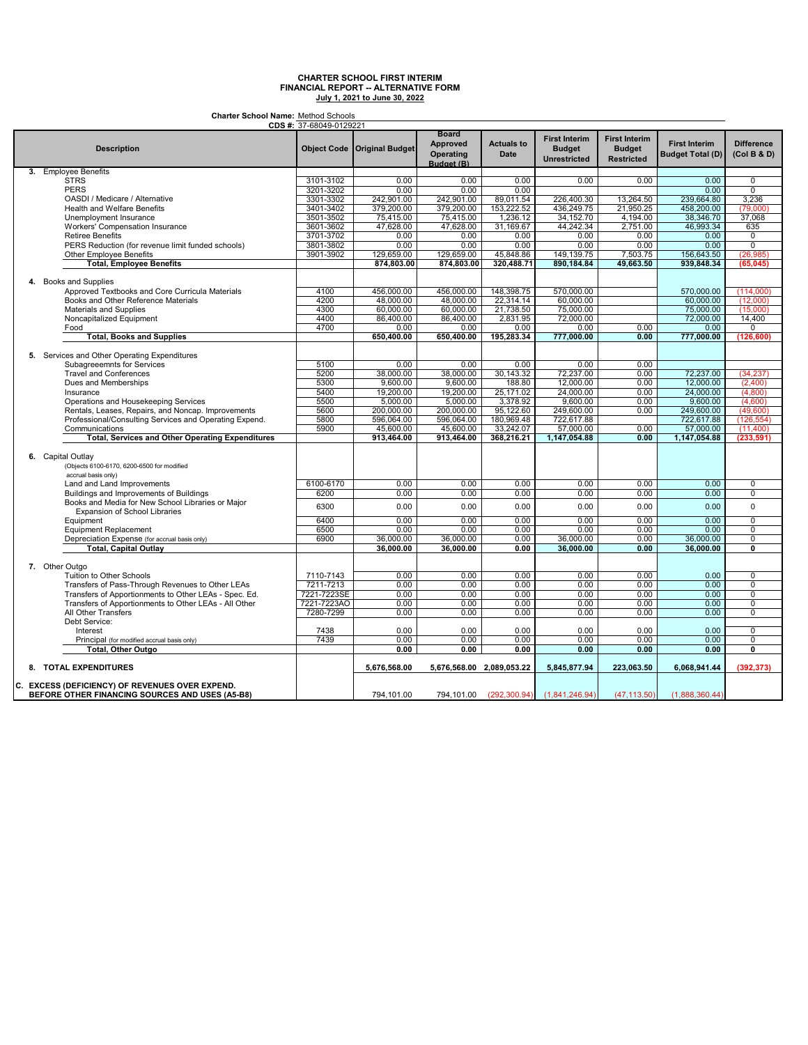**CHARTER SCHOOL FIRST INTERIM**
**FINANCIAL REPORT -- ALTERNATIVE FORM**
**July 1, 2021 to June 30, 2022**

**Charter School Name:** Method Schools
**CDS #:** 37-68049-0129221

| Description | Object Code | Original Budget | Board Approved Operating Budget (B) | Actuals to Date | First Interim Budget Unrestricted | First Interim Budget Restricted | First Interim Budget Total (D) | Difference (Col B & D) |
|---|---|---|---|---|---|---|---|---|
| **3.** Employee Benefits | | | | | | | | |
| STRS | 3101-3102 | 0.00 | 0.00 | 0.00 | 0.00 | 0.00 | 0.00 | 0 |
| PERS | 3201-3202 | 0.00 | 0.00 | 0.00 | | | 0.00 | 0 |
| OASDI / Medicare / Alternative | 3301-3302 | 242,901.00 | 242,901.00 | 89,011.54 | 226,400.30 | 13,264.50 | 239,664.80 | 3,236 |
| Health and Welfare Benefits | 3401-3402 | 379,200.00 | 379,200.00 | 153,222.52 | 436,249.75 | 21,950.25 | 458,200.00 | (79,000) |
| Unemployment Insurance | 3501-3502 | 75,415.00 | 75,415.00 | 1,236.12 | 34,152.70 | 4,194.00 | 38,346.70 | 37,068 |
| Workers' Compensation Insurance | 3601-3602 | 47,628.00 | 47,628.00 | 31,169.67 | 44,242.34 | 2,751.00 | 46,993.34 | 635 |
| Retiree Benefits | 3701-3702 | 0.00 | 0.00 | 0.00 | 0.00 | 0.00 | 0.00 | 0 |
| PERS Reduction (for revenue limit funded schools) | 3801-3802 | 0.00 | 0.00 | 0.00 | 0.00 | 0.00 | 0.00 | 0 |
| Other Employee Benefits | 3901-3902 | 129,659.00 | 129,659.00 | 45,848.86 | 149,139.75 | 7,503.75 | 156,643.50 | (26,985) |
| **Total, Employee Benefits** | | **874,803.00** | **874,803.00** | **320,488.71** | **890,184.84** | **49,663.50** | **939,848.34** | **(65,045)** |
| **4.** Books and Supplies | | | | | | | | |
| Approved Textbooks and Core Curricula Materials | 4100 | 456,000.00 | 456,000.00 | 148,398.75 | 570,000.00 | | 570,000.00 | (114,000) |
| Books and Other Reference Materials | 4200 | 48,000.00 | 48,000.00 | 22,314.14 | 60,000.00 | | 60,000.00 | (12,000) |
| Materials and Supplies | 4300 | 60,000.00 | 60,000.00 | 21,738.50 | 75,000.00 | | 75,000.00 | (15,000) |
| Noncapitalized Equipment | 4400 | 86,400.00 | 86,400.00 | 2,831.95 | 72,000.00 | | 72,000.00 | 14,400 |
| Food | 4700 | 0.00 | 0.00 | 0.00 | 0.00 | 0.00 | 0.00 | 0 |
| **Total, Books and Supplies** | | **650,400.00** | **650,400.00** | **195,283.34** | **777,000.00** | **0.00** | **777,000.00** | **(126,600)** |
| **5.** Services and Other Operating Expenditures | | | | | | | | |
| Subagreeemnts for Services | 5100 | 0.00 | 0.00 | 0.00 | 0.00 | 0.00 | | |
| Travel and Conferences | 5200 | 38,000.00 | 38,000.00 | 30,143.32 | 72,237.00 | 0.00 | 72,237.00 | (34,237) |
| Dues and Memberships | 5300 | 9,600.00 | 9,600.00 | 188.80 | 12,000.00 | 0.00 | 12,000.00 | (2,400) |
| Insurance | 5400 | 19,200.00 | 19,200.00 | 25,171.02 | 24,000.00 | 0.00 | 24,000.00 | (4,800) |
| Operations and Housekeeping Services | 5500 | 5,000.00 | 5,000.00 | 3,378.92 | 9,600.00 | 0.00 | 9,600.00 | (4,600) |
| Rentals, Leases, Repairs, and Noncap. Improvements | 5600 | 200,000.00 | 200,000.00 | 95,122.60 | 249,600.00 | 0.00 | 249,600.00 | (49,600) |
| Professional/Consulting Services and Operating Expend. | 5800 | 596,064.00 | 596,064.00 | 180,969.48 | 722,617.88 | | 722,617.88 | (126,554) |
| Communications | 5900 | 45,600.00 | 45,600.00 | 33,242.07 | 57,000.00 | 0.00 | 57,000.00 | (11,400) |
| **Total, Services and Other Operating Expenditures** | | **913,464.00** | **913,464.00** | **368,216.21** | **1,147,054.88** | **0.00** | **1,147,054.88** | **(233,591)** |
| **6.** Capital Outlay (Objects 6100-6170, 6200-6500 for modified accrual basis only) | | | | | | | | |
| Land and Land Improvements | 6100-6170 | 0.00 | 0.00 | 0.00 | 0.00 | 0.00 | 0.00 | 0 |
| Buildings and Improvements of Buildings | 6200 | 0.00 | 0.00 | 0.00 | 0.00 | 0.00 | 0.00 | 0 |
| Books and Media for New School Libraries or Major Expansion of School Libraries | 6300 | 0.00 | 0.00 | 0.00 | 0.00 | 0.00 | 0.00 | 0 |
| Equipment | 6400 | 0.00 | 0.00 | 0.00 | 0.00 | 0.00 | 0.00 | 0 |
| Equipment Replacement | 6500 | 0.00 | 0.00 | 0.00 | 0.00 | 0.00 | 0.00 | 0 |
| Depreciation Expense (for accrual basis only) | 6900 | 36,000.00 | 36,000.00 | 0.00 | 36,000.00 | 0.00 | 36,000.00 | 0 |
| **Total, Capital Outlay** | | **36,000.00** | **36,000.00** | **0.00** | **36,000.00** | **0.00** | **36,000.00** | **0** |
| **7.** Other Outgo | | | | | | | | |
| Tuition to Other Schools | 7110-7143 | 0.00 | 0.00 | 0.00 | 0.00 | 0.00 | 0.00 | 0 |
| Transfers of Pass-Through Revenues to Other LEAs | 7211-7213 | 0.00 | 0.00 | 0.00 | 0.00 | 0.00 | 0.00 | 0 |
| Transfers of Apportionments to Other LEAs - Spec. Ed. | 7221-7223SE | 0.00 | 0.00 | 0.00 | 0.00 | 0.00 | 0.00 | 0 |
| Transfers of Apportionments to Other LEAs - All Other | 7221-7223AO | 0.00 | 0.00 | 0.00 | 0.00 | 0.00 | 0.00 | 0 |
| All Other Transfers | 7280-7299 | 0.00 | 0.00 | 0.00 | 0.00 | 0.00 | 0.00 | 0 |
| Debt Service: | | | | | | | | |
| Interest | 7438 | 0.00 | 0.00 | 0.00 | 0.00 | 0.00 | 0.00 | 0 |
| Principal (for modified accrual basis only) | 7439 | 0.00 | 0.00 | 0.00 | 0.00 | 0.00 | 0.00 | 0 |
| **Total, Other Outgo** | | **0.00** | **0.00** | **0.00** | **0.00** | **0.00** | **0.00** | **0** |
| **8. TOTAL EXPENDITURES** | | **5,676,568.00** | **5,676,568.00** | **2,089,053.22** | **5,845,877.94** | **223,063.50** | **6,068,941.44** | **(392,373)** |
| **C. EXCESS (DEFICIENCY) OF REVENUES OVER EXPEND. BEFORE OTHER FINANCING SOURCES AND USES (A5-B8)** | | 794,101.00 | 794,101.00 | (292,300.94) | (1,841,246.94) | (47,113.50) | (1,888,360.44) | |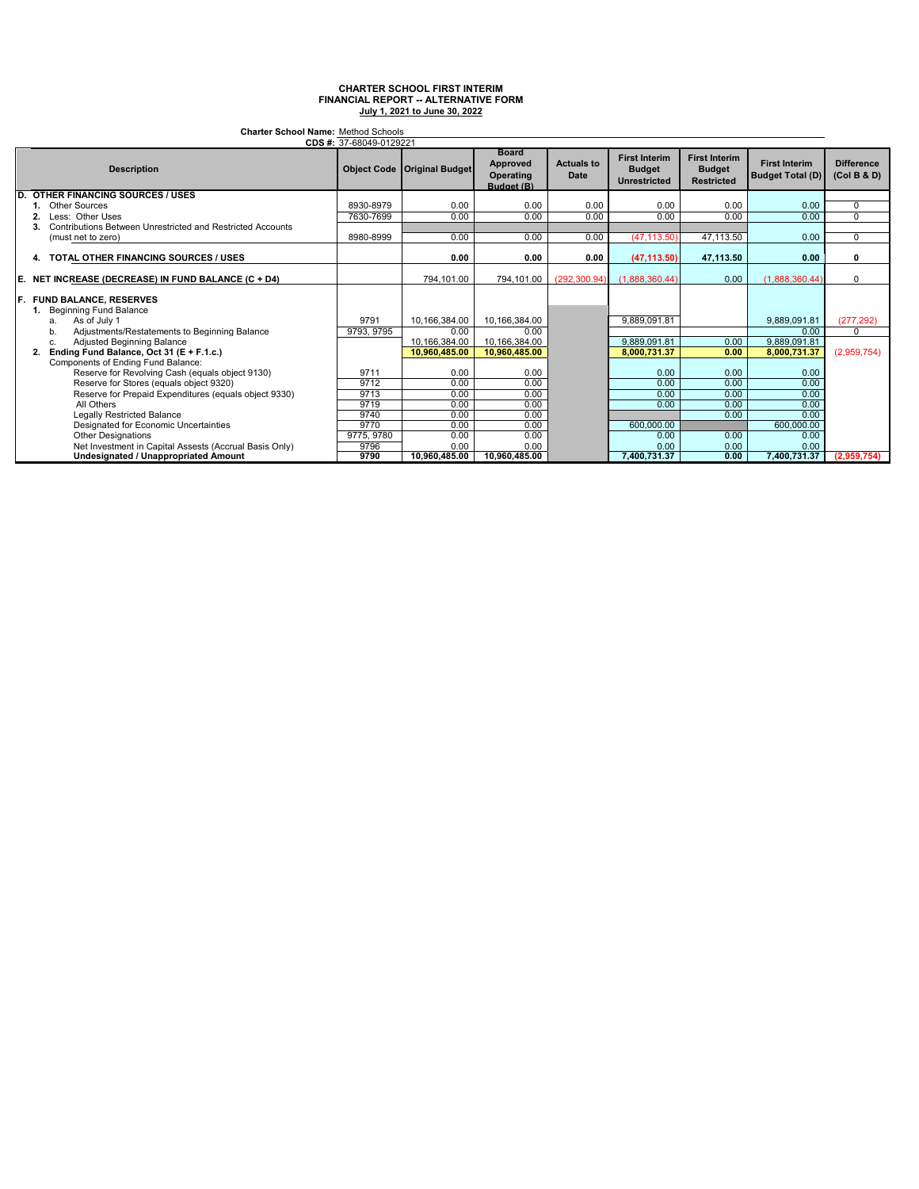**CHARTER SCHOOL FIRST INTERIM**
**FINANCIAL REPORT -- ALTERNATIVE FORM**
**July 1, 2021 to June 30, 2022**

**Charter School Name:** Method Schools
**CDS #:** 37-68049-0129221

| Description | Object Code | Original Budget | Board Approved Operating Budget (B) | Actuals to Date | First Interim Budget Unrestricted | First Interim Budget Restricted | First Interim Budget Total (D) | Difference (Col B & D) |
|---|---|---|---|---|---|---|---|---|
| **D. OTHER FINANCING SOURCES / USES** | | | | | | | | |
| 1. Other Sources | 8930-8979 | 0.00 | 0.00 | 0.00 | 0.00 | 0.00 | 0.00 | 0 |
| 2. Less: Other Uses | 7630-7699 | 0.00 | 0.00 | 0.00 | 0.00 | 0.00 | 0.00 | 0 |
| 3. Contributions Between Unrestricted and Restricted Accounts (must net to zero) | 8980-8999 | 0.00 | 0.00 | 0.00 | (47,113.50) | 47,113.50 | 0.00 | 0 |
| **4. TOTAL OTHER FINANCING SOURCES / USES** | | **0.00** | **0.00** | **0.00** | **(47,113.50)** | **47,113.50** | **0.00** | **0** |
| **E. NET INCREASE (DECREASE) IN FUND BALANCE (C + D4)** | | 794,101.00 | 794,101.00 | (292,300.94) | (1,888,360.44) | 0.00 | (1,888,360.44) | 0 |
| **F. FUND BALANCE, RESERVES** | | | | | | | | |
| 1. Beginning Fund Balance | | | | | | | | |
| a. As of July 1 | 9791 | 10,166,384.00 | 10,166,384.00 | | 9,889,091.81 | | 9,889,091.81 | (277,292) |
| b. Adjustments/Restatements to Beginning Balance | 9793, 9795 | 0.00 | 0.00 | | | | 0.00 | 0 |
| c. Adjusted Beginning Balance | | 10,166,384.00 | 10,166,384.00 | | 9,889,091.81 | 0.00 | 9,889,091.81 | |
| **2. Ending Fund Balance, Oct 31 (E + F.1.c.)** | | **10,960,485.00** | **10,960,485.00** | | **8,000,731.37** | **0.00** | **8,000,731.37** | (2,959,754) |
| Components of Ending Fund Balance: | | | | | | | | |
| Reserve for Revolving Cash (equals object 9130) | 9711 | 0.00 | 0.00 | | 0.00 | 0.00 | 0.00 | |
| Reserve for Stores (equals object 9320) | 9712 | 0.00 | 0.00 | | 0.00 | 0.00 | 0.00 | |
| Reserve for Prepaid Expenditures (equals object 9330) | 9713 | 0.00 | 0.00 | | 0.00 | 0.00 | 0.00 | |
| All Others | 9719 | 0.00 | 0.00 | | 0.00 | 0.00 | 0.00 | |
| Legally Restricted Balance | 9740 | 0.00 | 0.00 | | | 0.00 | 0.00 | |
| Designated for Economic Uncertainties | 9770 | 0.00 | 0.00 | | 600,000.00 | | 600,000.00 | |
| Other Designations | 9775, 9780 | 0.00 | 0.00 | | 0.00 | 0.00 | 0.00 | |
| Net Investment in Capital Assests (Accrual Basis Only) | 9796 | 0.00 | 0.00 | | 0.00 | 0.00 | 0.00 | |
| **Undesignated / Unappropriated Amount** | **9790** | **10,960,485.00** | **10,960,485.00** | | **7,400,731.37** | **0.00** | **7,400,731.37** | **(2,959,754)** |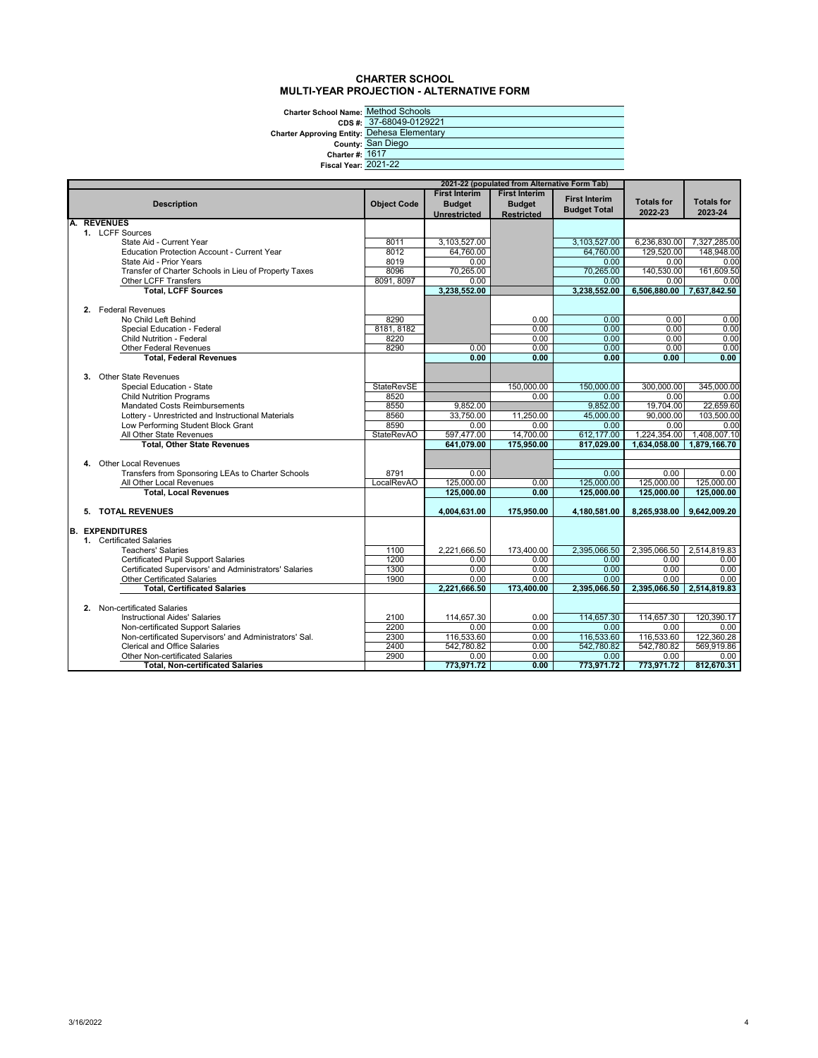# CHARTER SCHOOL
## MULTI-YEAR PROJECTION - ALTERNATIVE FORM

**Charter School Name:** Method Schools
**CDS #:** 37-68049-0129221
**Charter Approving Entity:** Dehesa Elementary
**County:** San Diego
**Charter #:** 1617
**Fiscal Year:** 2021-22

| Description | Object Code | 2021-22 (populated from Alternative Form Tab) First Interim Budget Unrestricted | First Interim Budget Restricted | First Interim Budget Total | Totals for 2022-23 | Totals for 2023-24 |
|---|---|---|---|---|---|---|
| **A. REVENUES** | | | | | | |
| 1. LCFF Sources | | | | | | |
| State Aid - Current Year | 8011 | 3,103,527.00 | | 3,103,527.00 | 6,236,830.00 | 7,327,285.00 |
| Education Protection Account - Current Year | 8012 | 64,760.00 | | 64,760.00 | 129,520.00 | 148,948.00 |
| State Aid - Prior Years | 8019 | 0.00 | | 0.00 | 0.00 | 0.00 |
| Transfer of Charter Schools in Lieu of Property Taxes | 8096 | 70,265.00 | | 70,265.00 | 140,530.00 | 161,609.50 |
| Other LCFF Transfers | 8091, 8097 | 0.00 | | 0.00 | 0.00 | 0.00 |
| **Total, LCFF Sources** | | **3,238,552.00** | | **3,238,552.00** | **6,506,880.00** | **7,637,842.50** |
| 2. Federal Revenues | | | | | | |
| No Child Left Behind | 8290 | | 0.00 | 0.00 | 0.00 | 0.00 |
| Special Education - Federal | 8181, 8182 | | 0.00 | 0.00 | 0.00 | 0.00 |
| Child Nutrition - Federal | 8220 | | 0.00 | 0.00 | 0.00 | 0.00 |
| Other Federal Revenues | 8290 | 0.00 | 0.00 | 0.00 | 0.00 | 0.00 |
| **Total, Federal Revenues** | | **0.00** | **0.00** | **0.00** | **0.00** | **0.00** |
| 3. Other State Revenues | | | | | | |
| Special Education - State | StateRevSE | | 150,000.00 | 150,000.00 | 300,000.00 | 345,000.00 |
| Child Nutrition Programs | 8520 | | 0.00 | 0.00 | 0.00 | 0.00 |
| Mandated Costs Reimbursements | 8550 | 9,852.00 | | 9,852.00 | 19,704.00 | 22,659.60 |
| Lottery - Unrestricted and Instructional Materials | 8560 | 33,750.00 | 11,250.00 | 45,000.00 | 90,000.00 | 103,500.00 |
| Low Performing Student Block Grant | 8590 | 0.00 | 0.00 | 0.00 | 0.00 | 0.00 |
| All Other State Revenues | StateRevAO | 597,477.00 | 14,700.00 | 612,177.00 | 1,224,354.00 | 1,408,007.10 |
| **Total, Other State Revenues** | | **641,079.00** | **175,950.00** | **817,029.00** | **1,634,058.00** | **1,879,166.70** |
| 4. Other Local Revenues | | | | | | |
| Transfers from Sponsoring LEAs to Charter Schools | 8791 | 0.00 | | 0.00 | 0.00 | 0.00 |
| All Other Local Revenues | LocalRevAO | 125,000.00 | 0.00 | 125,000.00 | 125,000.00 | 125,000.00 |
| **Total, Local Revenues** | | **125,000.00** | **0.00** | **125,000.00** | **125,000.00** | **125,000.00** |
| **5. TOTAL REVENUES** | | **4,004,631.00** | **175,950.00** | **4,180,581.00** | **8,265,938.00** | **9,642,009.20** |
| **B. EXPENDITURES** | | | | | | |
| 1. Certificated Salaries | | | | | | |
| Teachers' Salaries | 1100 | 2,221,666.50 | 173,400.00 | 2,395,066.50 | 2,395,066.50 | 2,514,819.83 |
| Certificated Pupil Support Salaries | 1200 | 0.00 | 0.00 | 0.00 | 0.00 | 0.00 |
| Certificated Supervisors' and Administrators' Salaries | 1300 | 0.00 | 0.00 | 0.00 | 0.00 | 0.00 |
| Other Certificated Salaries | 1900 | 0.00 | 0.00 | 0.00 | 0.00 | 0.00 |
| **Total, Certificated Salaries** | | **2,221,666.50** | **173,400.00** | **2,395,066.50** | **2,395,066.50** | **2,514,819.83** |
| 2. Non-certificated Salaries | | | | | | |
| Instructional Aides' Salaries | 2100 | 114,657.30 | 0.00 | 114,657.30 | 114,657.30 | 120,390.17 |
| Non-certificated Support Salaries | 2200 | 0.00 | 0.00 | 0.00 | 0.00 | 0.00 |
| Non-certificated Supervisors' and Administrators' Sal. | 2300 | 116,533.60 | 0.00 | 116,533.60 | 116,533.60 | 122,360.28 |
| Clerical and Office Salaries | 2400 | 542,780.82 | 0.00 | 542,780.82 | 542,780.82 | 569,919.86 |
| Other Non-certificated Salaries | 2900 | 0.00 | 0.00 | 0.00 | 0.00 | 0.00 |
| **Total, Non-certificated Salaries** | | **773,971.72** | **0.00** | **773,971.72** | **773,971.72** | **812,670.31** |

3/16/2022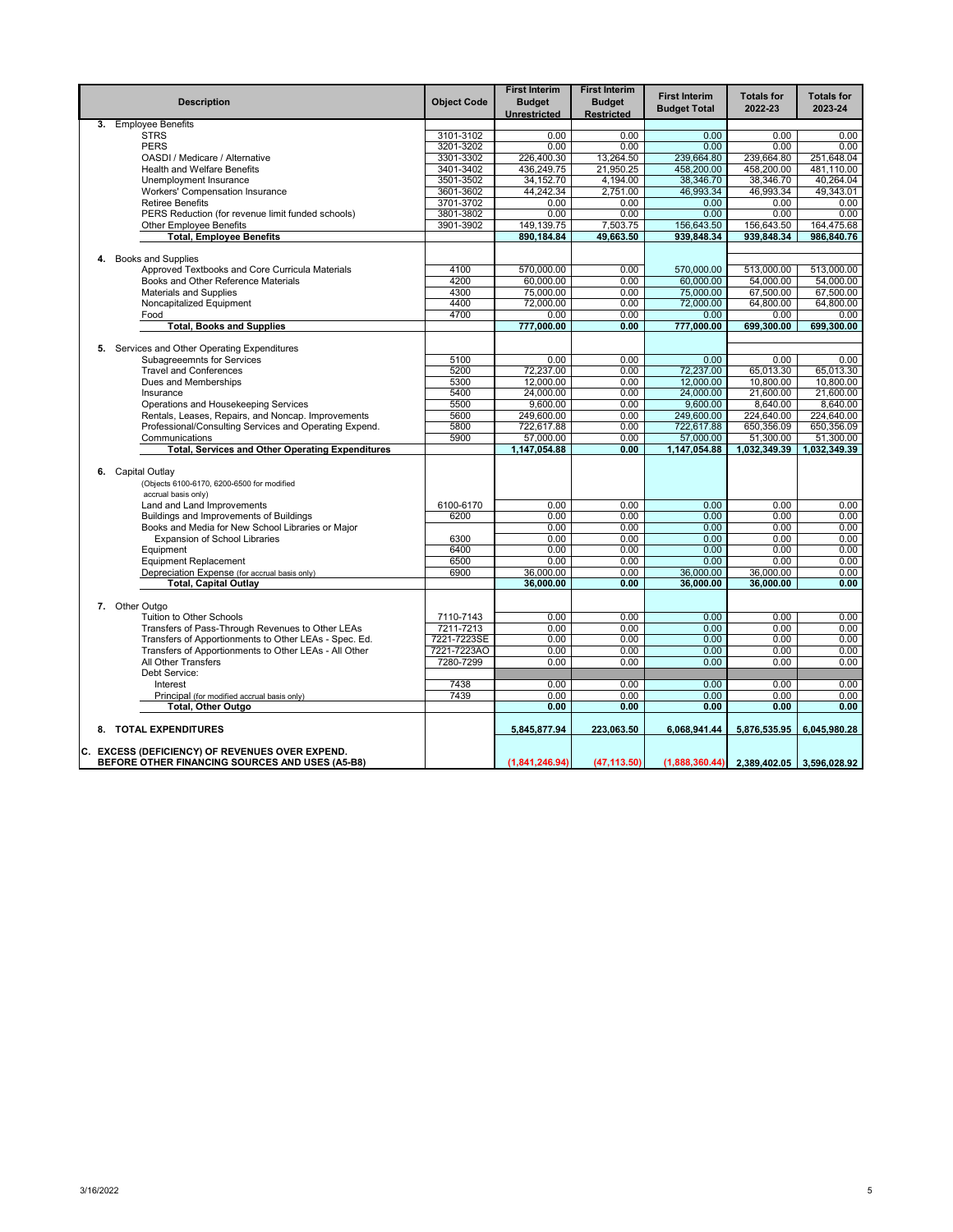| Description | Object Code | First Interim Budget Unrestricted | First Interim Budget Restricted | First Interim Budget Total | Totals for 2022-23 | Totals for 2023-24 |
|---|---|---|---|---|---|---|
| **3.** Employee Benefits | | | | | | |
| STRS | 3101-3102 | 0.00 | 0.00 | 0.00 | 0.00 | 0.00 |
| PERS | 3201-3202 | 0.00 | 0.00 | 0.00 | 0.00 | 0.00 |
| OASDI / Medicare / Alternative | 3301-3302 | 226,400.30 | 13,264.50 | 239,664.80 | 239,664.80 | 251,648.04 |
| Health and Welfare Benefits | 3401-3402 | 436,249.75 | 21,950.25 | 458,200.00 | 458,200.00 | 481,110.00 |
| Unemployment Insurance | 3501-3502 | 34,152.70 | 4,194.00 | 38,346.70 | 38,346.70 | 40,264.04 |
| Workers' Compensation Insurance | 3601-3602 | 44,242.34 | 2,751.00 | 46,993.34 | 46,993.34 | 49,343.01 |
| Retiree Benefits | 3701-3702 | 0.00 | 0.00 | 0.00 | 0.00 | 0.00 |
| PERS Reduction (for revenue limit funded schools) | 3801-3802 | 0.00 | 0.00 | 0.00 | 0.00 | 0.00 |
| Other Employee Benefits | 3901-3902 | 149,139.75 | 7,503.75 | 156,643.50 | 156,643.50 | 164,475.68 |
| **Total, Employee Benefits** | | **890,184.84** | **49,663.50** | **939,848.34** | **939,848.34** | **986,840.76** |
| **4.** Books and Supplies | | | | | | |
| Approved Textbooks and Core Curricula Materials | 4100 | 570,000.00 | 0.00 | 570,000.00 | 513,000.00 | 513,000.00 |
| Books and Other Reference Materials | 4200 | 60,000.00 | 0.00 | 60,000.00 | 54,000.00 | 54,000.00 |
| Materials and Supplies | 4300 | 75,000.00 | 0.00 | 75,000.00 | 67,500.00 | 67,500.00 |
| Noncapitalized Equipment | 4400 | 72,000.00 | 0.00 | 72,000.00 | 64,800.00 | 64,800.00 |
| Food | 4700 | 0.00 | 0.00 | 0.00 | 0.00 | 0.00 |
| **Total, Books and Supplies** | | **777,000.00** | **0.00** | **777,000.00** | **699,300.00** | **699,300.00** |
| **5.** Services and Other Operating Expenditures | | | | | | |
| Subagreeemnts for Services | 5100 | 0.00 | 0.00 | 0.00 | 0.00 | 0.00 |
| Travel and Conferences | 5200 | 72,237.00 | 0.00 | 72,237.00 | 65,013.30 | 65,013.30 |
| Dues and Memberships | 5300 | 12,000.00 | 0.00 | 12,000.00 | 10,800.00 | 10,800.00 |
| Insurance | 5400 | 24,000.00 | 0.00 | 24,000.00 | 21,600.00 | 21,600.00 |
| Operations and Housekeeping Services | 5500 | 9,600.00 | 0.00 | 9,600.00 | 8,640.00 | 8,640.00 |
| Rentals, Leases, Repairs, and Noncap. Improvements | 5600 | 249,600.00 | 0.00 | 249,600.00 | 224,640.00 | 224,640.00 |
| Professional/Consulting Services and Operating Expend. | 5800 | 722,617.88 | 0.00 | 722,617.88 | 650,356.09 | 650,356.09 |
| Communications | 5900 | 57,000.00 | 0.00 | 57,000.00 | 51,300.00 | 51,300.00 |
| **Total, Services and Other Operating Expenditures** | | **1,147,054.88** | **0.00** | **1,147,054.88** | **1,032,349.39** | **1,032,349.39** |
| **6.** Capital Outlay (Objects 6100-6170, 6200-6500 for modified accrual basis only) | | | | | | |
| Land and Land Improvements | 6100-6170 | 0.00 | 0.00 | 0.00 | 0.00 | 0.00 |
| Buildings and Improvements of Buildings | 6200 | 0.00 | 0.00 | 0.00 | 0.00 | 0.00 |
| Books and Media for New School Libraries or Major Expansion of School Libraries | 6300 | 0.00 | 0.00 | 0.00 | 0.00 | 0.00 |
| Equipment | 6400 | 0.00 | 0.00 | 0.00 | 0.00 | 0.00 |
| Equipment Replacement | 6500 | 0.00 | 0.00 | 0.00 | 0.00 | 0.00 |
| Depreciation Expense (for accrual basis only) | 6900 | 36,000.00 | 0.00 | 36,000.00 | 36,000.00 | 0.00 |
| **Total, Capital Outlay** | | **36,000.00** | **0.00** | **36,000.00** | **36,000.00** | **0.00** |
| **7.** Other Outgo | | | | | | |
| Tuition to Other Schools | 7110-7143 | 0.00 | 0.00 | 0.00 | 0.00 | 0.00 |
| Transfers of Pass-Through Revenues to Other LEAs | 7211-7213 | 0.00 | 0.00 | 0.00 | 0.00 | 0.00 |
| Transfers of Apportionments to Other LEAs - Spec. Ed. | 7221-7223SE | 0.00 | 0.00 | 0.00 | 0.00 | 0.00 |
| Transfers of Apportionments to Other LEAs - All Other | 7221-7223AO | 0.00 | 0.00 | 0.00 | 0.00 | 0.00 |
| All Other Transfers | 7280-7299 | 0.00 | 0.00 | 0.00 | 0.00 | 0.00 |
| Debt Service: | | | | | | |
| Interest | 7438 | 0.00 | 0.00 | 0.00 | 0.00 | 0.00 |
| Principal (for modified accrual basis only) | 7439 | 0.00 | 0.00 | 0.00 | 0.00 | 0.00 |
| **Total, Other Outgo** | | **0.00** | **0.00** | **0.00** | **0.00** | **0.00** |
| **8. TOTAL EXPENDITURES** | | **5,845,877.94** | **223,063.50** | **6,068,941.44** | **5,876,535.95** | **6,045,980.28** |
| **C. EXCESS (DEFICIENCY) OF REVENUES OVER EXPEND. BEFORE OTHER FINANCING SOURCES AND USES (A5-B8)** | | **(1,841,246.94)** | **(47,113.50)** | **(1,888,360.44)** | **2,389,402.05** | **3,596,028.92** |

3/16/2022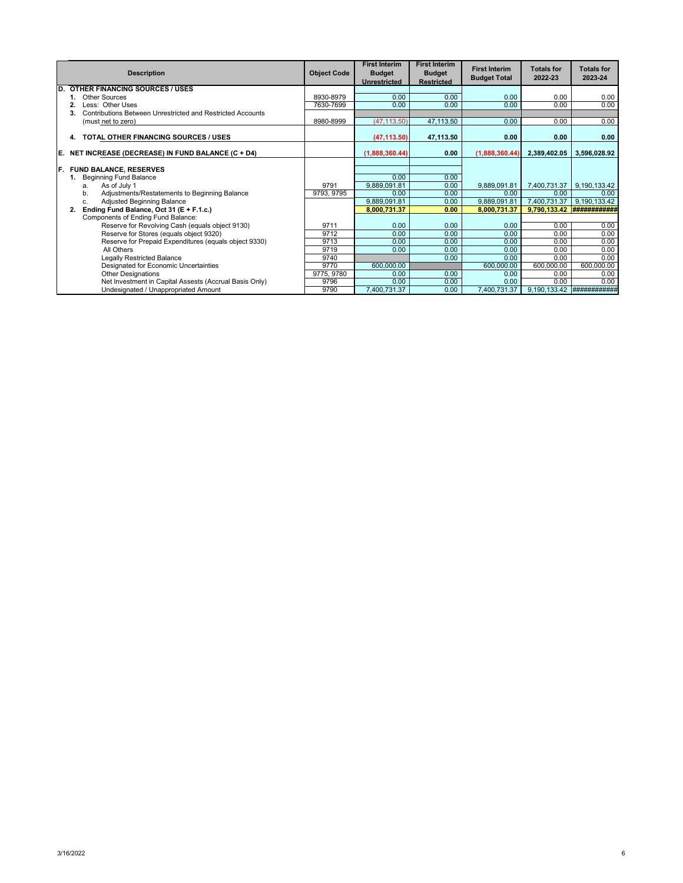| Description | Object Code | First Interim Budget Unrestricted | First Interim Budget Restricted | First Interim Budget Total | Totals for 2022-23 | Totals for 2023-24 |
|---|---|---|---|---|---|---|
| **D. OTHER FINANCING SOURCES / USES** | | | | | | |
| **1.** Other Sources | 8930-8979 | 0.00 | 0.00 | 0.00 | 0.00 | 0.00 |
| **2.** Less: Other Uses | 7630-7699 | 0.00 | 0.00 | 0.00 | 0.00 | 0.00 |
| **3.** Contributions Between Unrestricted and Restricted Accounts (must net to zero) | 8980-8999 | (47,113.50) | 47,113.50 | 0.00 | 0.00 | 0.00 |
| **4. TOTAL OTHER FINANCING SOURCES / USES** | | **(47,113.50)** | **47,113.50** | **0.00** | **0.00** | **0.00** |
| **E. NET INCREASE (DECREASE) IN FUND BALANCE (C + D4)** | | **(1,888,360.44)** | **0.00** | **(1,888,360.44)** | **2,389,402.05** | **3,596,028.92** |
| **F. FUND BALANCE, RESERVES** | | | | | | |
| **1.** Beginning Fund Balance | | 0.00 | 0.00 | | | |
| a. As of July 1 | 9791 | 9,889,091.81 | 0.00 | 9,889,091.81 | 7,400,731.37 | 9,190,133.42 |
| b. Adjustments/Restatements to Beginning Balance | 9793, 9795 | 0.00 | 0.00 | 0.00 | 0.00 | 0.00 |
| c. Adjusted Beginning Balance | | 9,889,091.81 | 0.00 | 9,889,091.81 | 7,400,731.37 | 9,190,133.42 |
| **2. Ending Fund Balance, Oct 31 (E + F.1.c.)** | | **8,000,731.37** | **0.00** | **8,000,731.37** | **9,790,133.42** | **############** |
| Components of Ending Fund Balance: | | | | | | |
| Reserve for Revolving Cash (equals object 9130) | 9711 | 0.00 | 0.00 | 0.00 | 0.00 | 0.00 |
| Reserve for Stores (equals object 9320) | 9712 | 0.00 | 0.00 | 0.00 | 0.00 | 0.00 |
| Reserve for Prepaid Expenditures (equals object 9330) | 9713 | 0.00 | 0.00 | 0.00 | 0.00 | 0.00 |
| All Others | 9719 | 0.00 | 0.00 | 0.00 | 0.00 | 0.00 |
| Legally Restricted Balance | 9740 | | 0.00 | 0.00 | 0.00 | 0.00 |
| Designated for Economic Uncertainties | 9770 | 600,000.00 | | 600,000.00 | 600,000.00 | 600,000.00 |
| Other Designations | 9775, 9780 | 0.00 | 0.00 | 0.00 | 0.00 | 0.00 |
| Net Investment in Capital Assests (Accrual Basis Only) | 9796 | 0.00 | 0.00 | 0.00 | 0.00 | 0.00 |
| Undesignated / Unappropriated Amount | 9790 | 7,400,731.37 | 0.00 | 7,400,731.37 | 9,190,133.42 | ############ |

3/16/2022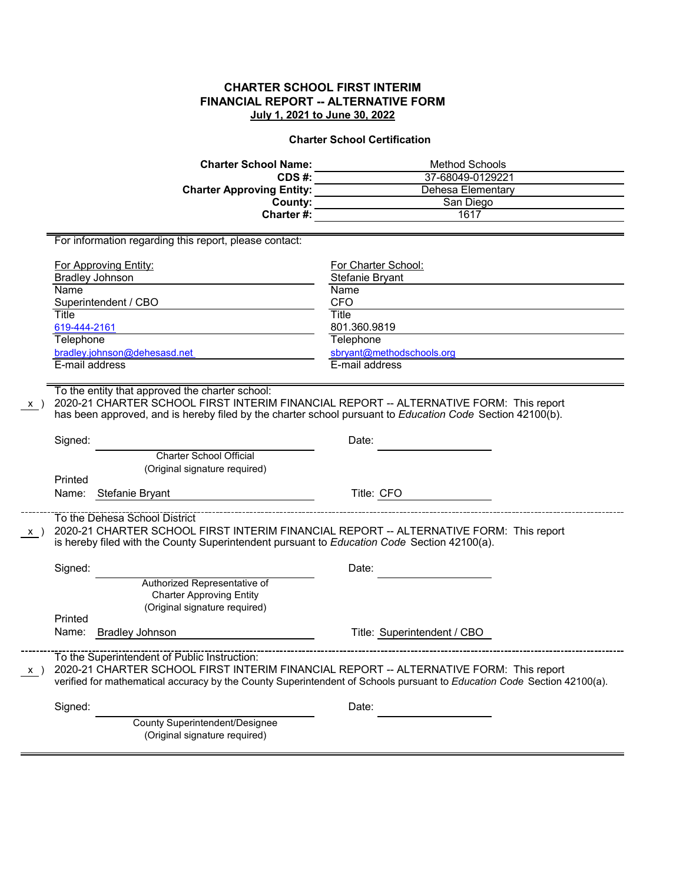# CHARTER SCHOOL FIRST INTERIM
# FINANCIAL REPORT -- ALTERNATIVE FORM
**July 1, 2021 to June 30, 2022**

## Charter School Certification

| | |
|---|---|
| **Charter School Name:** | Method Schools |
| **CDS #:** | 37-68049-0129221 |
| **Charter Approving Entity:** | Dehesa Elementary |
| **County:** | San Diego |
| **Charter #:** | 1617 |

For information regarding this report, please contact:

| For Approving Entity: | For Charter School: |
|---|---|
| Bradley Johnson | Stefanie Bryant |
| Name | Name |
| Superintendent / CBO | CFO |
| Title | Title |
| 619-444-2161 | 801.360.9819 |
| Telephone | Telephone |
| bradley.johnson@dehesasd.net | sbryant@methodschools.org |
| E-mail address | E-mail address |

To the entity that approved the charter school:

x ) 2020-21 CHARTER SCHOOL FIRST INTERIM FINANCIAL REPORT -- ALTERNATIVE FORM: This report has been approved, and is hereby filed by the charter school pursuant to *Education Code* Section 42100(b).

Signed: ______________________ Date: ______________

Charter School Official
(Original signature required)

Printed Name: Stefanie Bryant Title: CFO

---

To the Dehesa School District

x ) 2020-21 CHARTER SCHOOL FIRST INTERIM FINANCIAL REPORT -- ALTERNATIVE FORM: This report is hereby filed with the County Superintendent pursuant to *Education Code* Section 42100(a).

Signed: ______________________ Date: ______________

Authorized Representative of
Charter Approving Entity
(Original signature required)

Printed Name: Bradley Johnson Title: Superintendent / CBO

---

To the Superintendent of Public Instruction:

x ) 2020-21 CHARTER SCHOOL FIRST INTERIM FINANCIAL REPORT -- ALTERNATIVE FORM: This report verified for mathematical accuracy by the County Superintendent of Schools pursuant to *Education Code* Section 42100(a).

Signed: ______________________ Date: ______________

County Superintendent/Designee
(Original signature required)